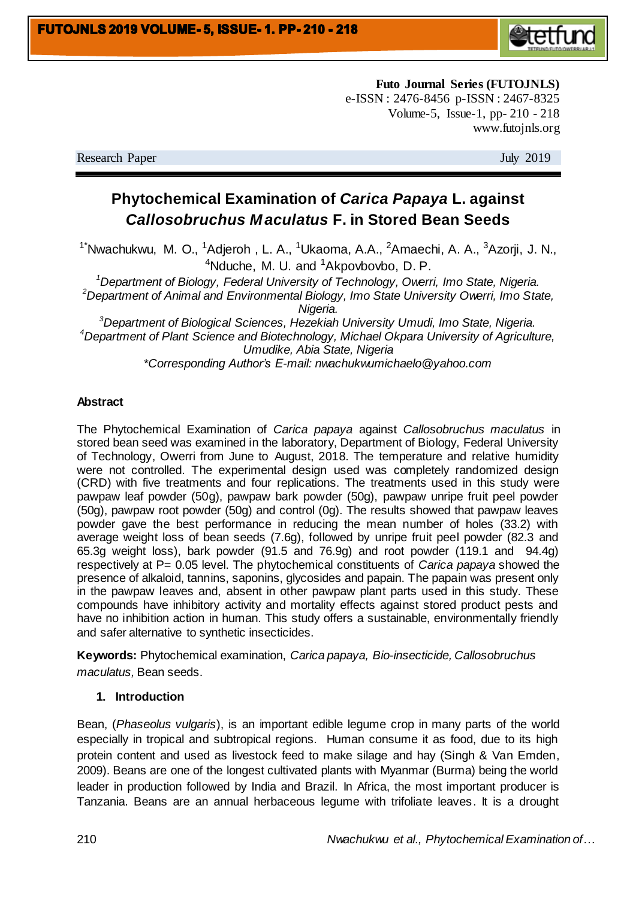**Futo Journal Series (FUTOJNLS)**
e-ISSN : 2476-8456 p-ISSN : 2467-8325
Volume-5, Issue-1, pp- 210 - 218
www.futojnls.org

Research Paper July 2019

# Phytochemical Examination of *Carica Papaya* L. against *Callosobruchus Maculatus* F. in Stored Bean Seeds

[1*]Nwachukwu, M. O., [1]Adjeroh , L. A., [1]Ukaoma, A.A., [2]Amaechi, A. A., [3]Azorji, J. N., [4]Nduche, M. U. and [1]Akpovbovbo, D. P.

*[1]Department of Biology, Federal University of Technology, Owerri, Imo State, Nigeria.*
*[2]Department of Animal and Environmental Biology, Imo State University Owerri, Imo State, Nigeria.*
*[3]Department of Biological Sciences, Hezekiah University Umudi, Imo State, Nigeria.*
*[4]Department of Plant Science and Biotechnology, Michael Okpara University of Agriculture, Umudike, Abia State, Nigeria*
*\*Corresponding Author's E-mail: nwachukwumichaelo@yahoo.com*

#### Abstract

The Phytochemical Examination of *Carica papaya* against *Callosobruchus maculatus* in stored bean seed was examined in the laboratory, Department of Biology, Federal University of Technology, Owerri from June to August, 2018. The temperature and relative humidity were not controlled. The experimental design used was completely randomized design (CRD) with five treatments and four replications. The treatments used in this study were pawpaw leaf powder (50g), pawpaw bark powder (50g), pawpaw unripe fruit peel powder (50g), pawpaw root powder (50g) and control (0g). The results showed that pawpaw leaves powder gave the best performance in reducing the mean number of holes (33.2) with average weight loss of bean seeds (7.6g), followed by unripe fruit peel powder (82.3 and 65.3g weight loss), bark powder (91.5 and 76.9g) and root powder (119.1 and 94.4g) respectively at P= 0.05 level. The phytochemical constituents of *Carica papaya* showed the presence of alkaloid, tannins, saponins, glycosides and papain. The papain was present only in the pawpaw leaves and, absent in other pawpaw plant parts used in this study. These compounds have inhibitory activity and mortality effects against stored product pests and have no inhibition action in human. This study offers a sustainable, environmentally friendly and safer alternative to synthetic insecticides.

**Keywords:** Phytochemical examination, *Carica papaya, Bio-insecticide, Callosobruchus maculatus,* Bean seeds.

## 1. Introduction

Bean, (*Phaseolus vulgaris*), is an important edible legume crop in many parts of the world especially in tropical and subtropical regions. Human consume it as food, due to its high protein content and used as livestock feed to make silage and hay (Singh & Van Emden, 2009). Beans are one of the longest cultivated plants with Myanmar (Burma) being the world leader in production followed by India and Brazil. In Africa, the most important producer is Tanzania. Beans are an annual herbaceous legume with trifoliate leaves. It is a drought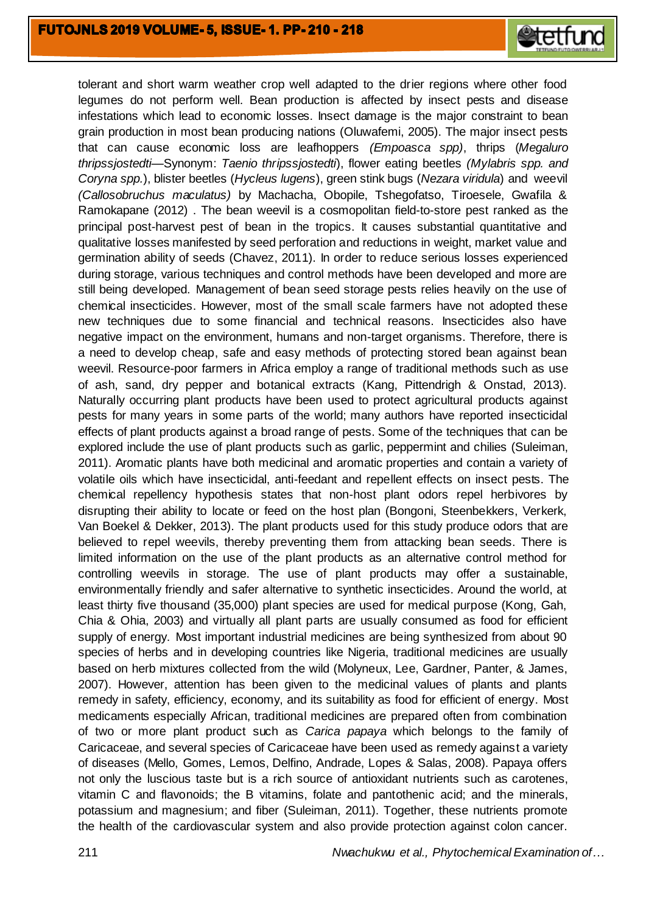tolerant and short warm weather crop well adapted to the drier regions where other food legumes do not perform well. Bean production is affected by insect pests and disease infestations which lead to economic losses. Insect damage is the major constraint to bean grain production in most bean producing nations (Oluwafemi, 2005). The major insect pests that can cause economic loss are leafhoppers *(Empoasca spp)*, thrips (*Megaluro thripssjostedti*—Synonym: *Taenio thripssjostedti*), flower eating beetles *(Mylabris spp. and Coryna spp.*), blister beetles (*Hycleus lugens*), green stink bugs (*Nezara viridula*) and weevil *(Callosobruchus maculatus)* by Machacha, Obopile, Tshegofatso, Tiroesele, Gwafila & Ramokapane (2012) . The bean weevil is a cosmopolitan field-to-store pest ranked as the principal post-harvest pest of bean in the tropics. It causes substantial quantitative and qualitative losses manifested by seed perforation and reductions in weight, market value and germination ability of seeds (Chavez, 2011). In order to reduce serious losses experienced during storage, various techniques and control methods have been developed and more are still being developed. Management of bean seed storage pests relies heavily on the use of chemical insecticides. However, most of the small scale farmers have not adopted these new techniques due to some financial and technical reasons. Insecticides also have negative impact on the environment, humans and non-target organisms. Therefore, there is a need to develop cheap, safe and easy methods of protecting stored bean against bean weevil. Resource-poor farmers in Africa employ a range of traditional methods such as use of ash, sand, dry pepper and botanical extracts (Kang, Pittendrigh & Onstad, 2013). Naturally occurring plant products have been used to protect agricultural products against pests for many years in some parts of the world; many authors have reported insecticidal effects of plant products against a broad range of pests. Some of the techniques that can be explored include the use of plant products such as garlic, peppermint and chilies (Suleiman, 2011). Aromatic plants have both medicinal and aromatic properties and contain a variety of volatile oils which have insecticidal, anti-feedant and repellent effects on insect pests. The chemical repellency hypothesis states that non-host plant odors repel herbivores by disrupting their ability to locate or feed on the host plan (Bongoni, Steenbekkers, Verkerk, Van Boekel & Dekker, 2013). The plant products used for this study produce odors that are believed to repel weevils, thereby preventing them from attacking bean seeds. There is limited information on the use of the plant products as an alternative control method for controlling weevils in storage. The use of plant products may offer a sustainable, environmentally friendly and safer alternative to synthetic insecticides. Around the world, at least thirty five thousand (35,000) plant species are used for medical purpose (Kong, Gah, Chia & Ohia, 2003) and virtually all plant parts are usually consumed as food for efficient supply of energy. Most important industrial medicines are being synthesized from about 90 species of herbs and in developing countries like Nigeria, traditional medicines are usually based on herb mixtures collected from the wild (Molyneux, Lee, Gardner, Panter, & James, 2007). However, attention has been given to the medicinal values of plants and plants remedy in safety, efficiency, economy, and its suitability as food for efficient of energy. Most medicaments especially African, traditional medicines are prepared often from combination of two or more plant product such as *Carica papaya* which belongs to the family of Caricaceae, and several species of Caricaceae have been used as remedy against a variety of diseases (Mello, Gomes, Lemos, Delfino, Andrade, Lopes & Salas, 2008). Papaya offers not only the luscious taste but is a rich source of antioxidant nutrients such as carotenes, vitamin C and flavonoids; the B vitamins, folate and pantothenic acid; and the minerals, potassium and magnesium; and fiber (Suleiman, 2011). Together, these nutrients promote the health of the cardiovascular system and also provide protection against colon cancer.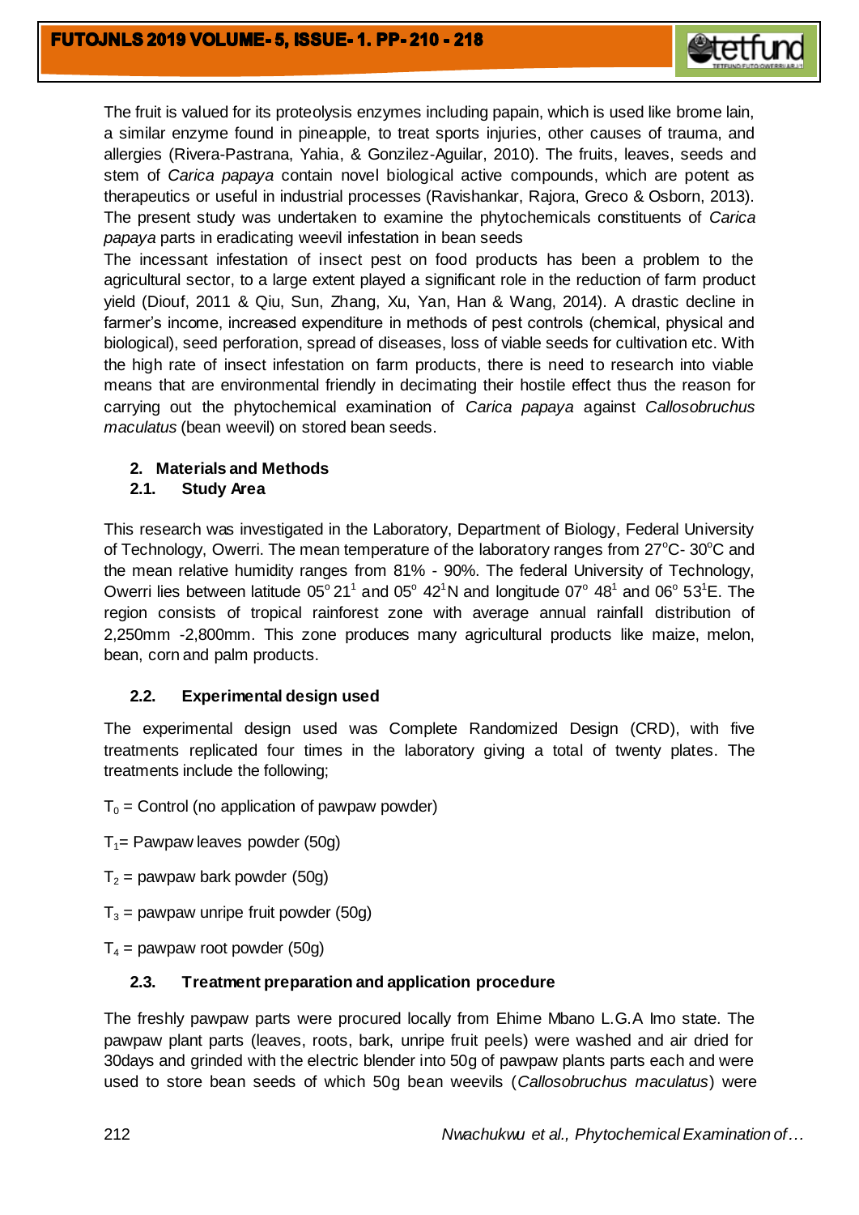The fruit is valued for its proteolysis enzymes including papain, which is used like brome lain, a similar enzyme found in pineapple, to treat sports injuries, other causes of trauma, and allergies (Rivera-Pastrana, Yahia, & Gonzilez-Aguilar, 2010). The fruits, leaves, seeds and stem of *Carica papaya* contain novel biological active compounds, which are potent as therapeutics or useful in industrial processes (Ravishankar, Rajora, Greco & Osborn, 2013). The present study was undertaken to examine the phytochemicals constituents of *Carica papaya* parts in eradicating weevil infestation in bean seeds

The incessant infestation of insect pest on food products has been a problem to the agricultural sector, to a large extent played a significant role in the reduction of farm product yield (Diouf, 2011 & Qiu, Sun, Zhang, Xu, Yan, Han & Wang, 2014). A drastic decline in farmer's income, increased expenditure in methods of pest controls (chemical, physical and biological), seed perforation, spread of diseases, loss of viable seeds for cultivation etc. With the high rate of insect infestation on farm products, there is need to research into viable means that are environmental friendly in decimating their hostile effect thus the reason for carrying out the phytochemical examination of *Carica papaya* against *Callosobruchus maculatus* (bean weevil) on stored bean seeds.

## 2. Materials and Methods

### 2.1. Study Area

This research was investigated in the Laboratory, Department of Biology, Federal University of Technology, Owerri. The mean temperature of the laboratory ranges from 27°C- 30°C and the mean relative humidity ranges from 81% - 90%. The federal University of Technology, Owerri lies between latitude 05° 21[1] and 05° 42[1]N and longitude 07° 48[1] and 06° 53[1]E. The region consists of tropical rainforest zone with average annual rainfall distribution of 2,250mm -2,800mm. This zone produces many agricultural products like maize, melon, bean, corn and palm products.

### 2.2. Experimental design used

The experimental design used was Complete Randomized Design (CRD), with five treatments replicated four times in the laboratory giving a total of twenty plates. The treatments include the following;

$T_0$ = Control (no application of pawpaw powder)

$T_1$= Pawpaw leaves powder (50g)

$T_2$ = pawpaw bark powder (50g)

$T_3$ = pawpaw unripe fruit powder (50g)

$T_4$ = pawpaw root powder (50g)

### 2.3. Treatment preparation and application procedure

The freshly pawpaw parts were procured locally from Ehime Mbano L.G.A Imo state. The pawpaw plant parts (leaves, roots, bark, unripe fruit peels) were washed and air dried for 30days and grinded with the electric blender into 50g of pawpaw plants parts each and were used to store bean seeds of which 50g bean weevils (*Callosobruchus maculatus*) were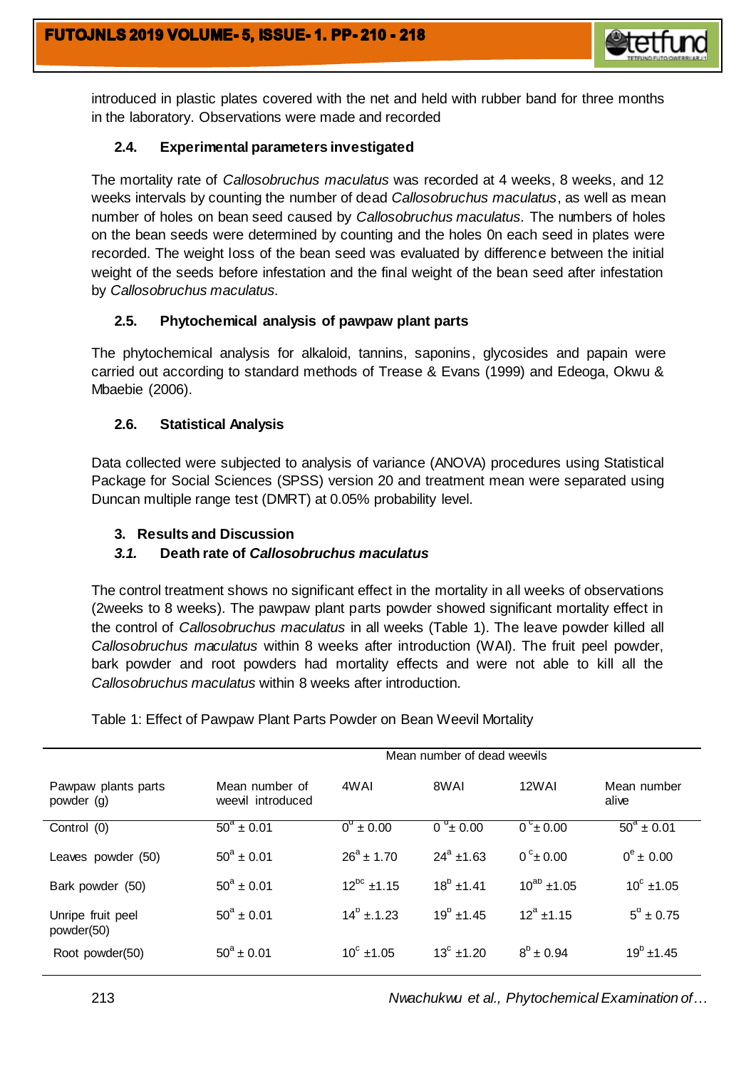introduced in plastic plates covered with the net and held with rubber band for three months in the laboratory. Observations were made and recorded

### 2.4. Experimental parameters investigated

The mortality rate of *Callosobruchus maculatus* was recorded at 4 weeks, 8 weeks, and 12 weeks intervals by counting the number of dead *Callosobruchus maculatus*, as well as mean number of holes on bean seed caused by *Callosobruchus maculatus.* The numbers of holes on the bean seeds were determined by counting and the holes 0n each seed in plates were recorded. The weight loss of the bean seed was evaluated by difference between the initial weight of the seeds before infestation and the final weight of the bean seed after infestation by *Callosobruchus maculatus.*

### 2.5. Phytochemical analysis of pawpaw plant parts

The phytochemical analysis for alkaloid, tannins, saponins, glycosides and papain were carried out according to standard methods of Trease & Evans (1999) and Edeoga, Okwu & Mbaebie (2006).

### 2.6. Statistical Analysis

Data collected were subjected to analysis of variance (ANOVA) procedures using Statistical Package for Social Sciences (SPSS) version 20 and treatment mean were separated using Duncan multiple range test (DMRT) at 0.05% probability level.

## 3. Results and Discussion

### *3.1.* Death rate of *Callosobruchus maculatus*

The control treatment shows no significant effect in the mortality in all weeks of observations (2weeks to 8 weeks). The pawpaw plant parts powder showed significant mortality effect in the control of *Callosobruchus maculatus* in all weeks (Table 1). The leave powder killed all *Callosobruchus maculatus* within 8 weeks after introduction (WAI). The fruit peel powder, bark powder and root powders had mortality effects and were not able to kill all the *Callosobruchus maculatus* within 8 weeks after introduction.

Table 1: Effect of Pawpaw Plant Parts Powder on Bean Weevil Mortality

| | | Mean number of dead weevils | | | |
|---|---|---|---|---|---|
| Pawpaw plants parts powder (g) | Mean number of weevil introduced | 4WAI | 8WAI | 12WAI | Mean number alive |
| Control (0) | $50^{a} \pm 0.01$ | $0^{d} \pm 0.00$ | $0^{d} \pm 0.00$ | $0^{c} \pm 0.00$ | $50^{a} \pm 0.01$ |
| Leaves powder (50) | $50^{a} \pm 0.01$ | $26^{a} \pm 1.70$ | $24^{a} \pm 1.63$ | $0^{c} \pm 0.00$ | $0^{e} \pm 0.00$ |
| Bark powder (50) | $50^{a} \pm 0.01$ | $12^{bc} \pm 1.15$ | $18^{b} \pm 1.41$ | $10^{ab} \pm 1.05$ | $10^{c} \pm 1.05$ |
| Unripe fruit peel powder(50) | $50^{a} \pm 0.01$ | $14^{b} \pm 1.23$ | $19^{b} \pm 1.45$ | $12^{a} \pm 1.15$ | $5^{d} \pm 0.75$ |
| Root powder(50) | $50^{a} \pm 0.01$ | $10^{c} \pm 1.05$ | $13^{c} \pm 1.20$ | $8^{b} \pm 0.94$ | $19^{b} \pm 1.45$ |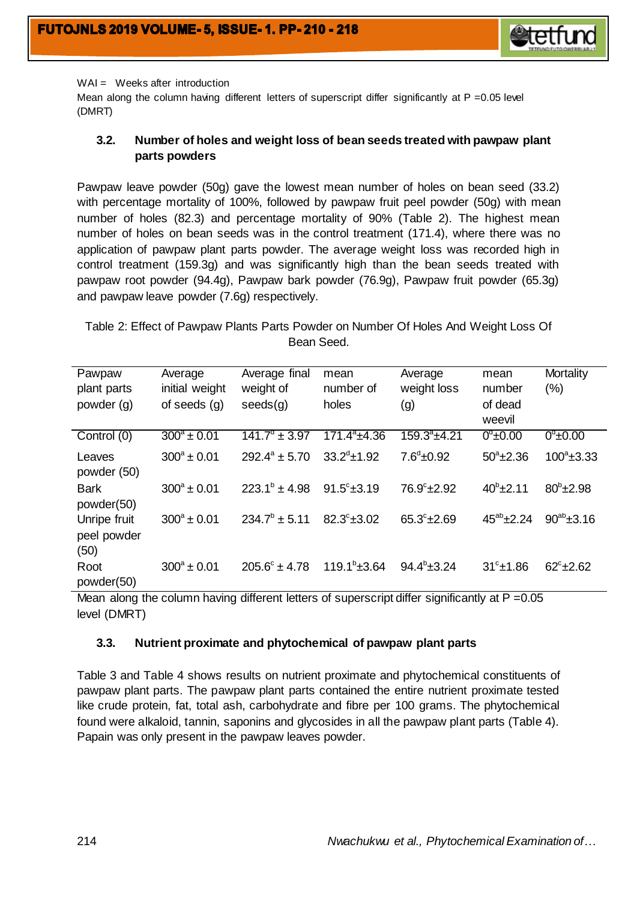WAI = Weeks after introduction

Mean along the column having different letters of superscript differ significantly at P =0.05 level (DMRT)

### 3.2. Number of holes and weight loss of bean seeds treated with pawpaw plant parts powders

Pawpaw leave powder (50g) gave the lowest mean number of holes on bean seed (33.2) with percentage mortality of 100%, followed by pawpaw fruit peel powder (50g) with mean number of holes (82.3) and percentage mortality of 90% (Table 2). The highest mean number of holes on bean seeds was in the control treatment (171.4), where there was no application of pawpaw plant parts powder. The average weight loss was recorded high in control treatment (159.3g) and was significantly high than the bean seeds treated with pawpaw root powder (94.4g), Pawpaw bark powder (76.9g), Pawpaw fruit powder (65.3g) and pawpaw leave powder (7.6g) respectively.

Table 2: Effect of Pawpaw Plants Parts Powder on Number Of Holes And Weight Loss Of Bean Seed.

| Pawpaw plant parts powder (g) | Average initial weight of seeds (g) | Average final weight of seeds(g) | mean number of holes | Average weight loss (g) | mean number of dead weevil | Mortality (%) |
|---|---|---|---|---|---|---|
| Control (0) | $300^{a} \pm 0.01$ | $141.7^{d} \pm 3.97$ | $171.4^{a} \pm 4.36$ | $159.3^{a} \pm 4.21$ | $0^{d} \pm 0.00$ | $0^{d} \pm 0.00$ |
| Leaves powder (50) | $300^{a} \pm 0.01$ | $292.4^{a} \pm 5.70$ | $33.2^{d} \pm 1.92$ | $7.6^{d} \pm 0.92$ | $50^{a} \pm 2.36$ | $100^{a} \pm 3.33$ |
| Bark powder(50) | $300^{a} \pm 0.01$ | $223.1^{b} \pm 4.98$ | $91.5^{c} \pm 3.19$ | $76.9^{c} \pm 2.92$ | $40^{b} \pm 2.11$ | $80^{b} \pm 2.98$ |
| Unripe fruit peel powder (50) | $300^{a} \pm 0.01$ | $234.7^{b} \pm 5.11$ | $82.3^{c} \pm 3.02$ | $65.3^{c} \pm 2.69$ | $45^{ab} \pm 2.24$ | $90^{ab} \pm 3.16$ |
| Root powder(50) | $300^{a} \pm 0.01$ | $205.6^{c} \pm 4.78$ | $119.1^{b} \pm 3.64$ | $94.4^{b} \pm 3.24$ | $31^{c} \pm 1.86$ | $62^{c} \pm 2.62$ |

Mean along the column having different letters of superscript differ significantly at P =0.05 level (DMRT)

### 3.3. Nutrient proximate and phytochemical of pawpaw plant parts

Table 3 and Table 4 shows results on nutrient proximate and phytochemical constituents of pawpaw plant parts. The pawpaw plant parts contained the entire nutrient proximate tested like crude protein, fat, total ash, carbohydrate and fibre per 100 grams. The phytochemical found were alkaloid, tannin, saponins and glycosides in all the pawpaw plant parts (Table 4). Papain was only present in the pawpaw leaves powder.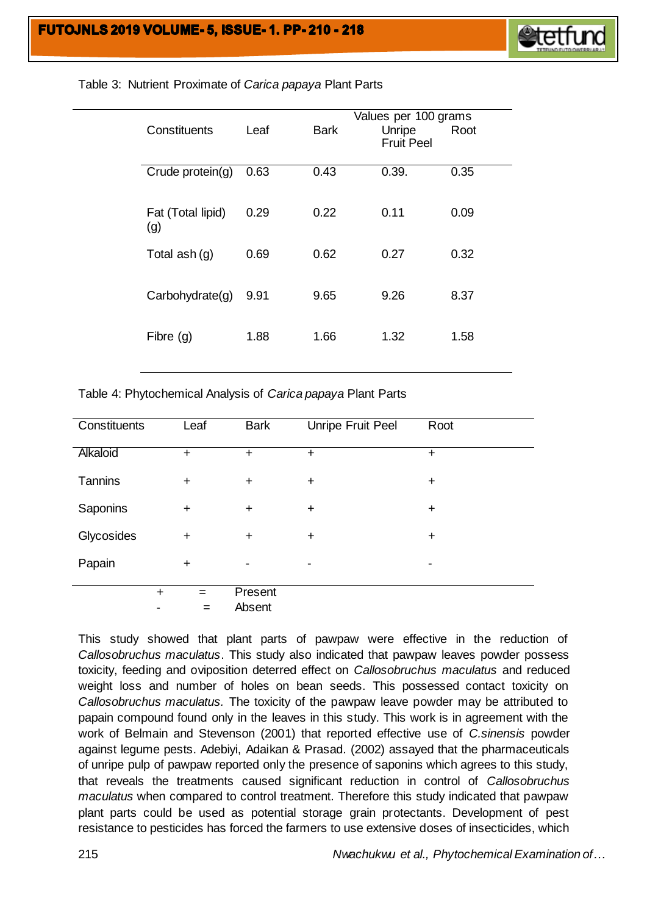Table 3: Nutrient Proximate of *Carica papaya* Plant Parts

| Constituents | Values per 100 grams | | | |
|---|---|---|---|---|
| | Leaf | Bark | Unripe Fruit Peel | Root |
| Crude protein(g) | 0.63 | 0.43 | 0.39. | 0.35 |
| Fat (Total lipid) (g) | 0.29 | 0.22 | 0.11 | 0.09 |
| Total ash (g) | 0.69 | 0.62 | 0.27 | 0.32 |
| Carbohydrate(g) | 9.91 | 9.65 | 9.26 | 8.37 |
| Fibre (g) | 1.88 | 1.66 | 1.32 | 1.58 |

Table 4: Phytochemical Analysis of *Carica papaya* Plant Parts

| Constituents | Leaf | Bark | Unripe Fruit Peel | Root |
|---|---|---|---|---|
| Alkaloid | + | + | + | + |
| Tannins | + | + | + | + |
| Saponins | + | + | + | + |
| Glycosides | + | + | + | + |
| Papain | + | - | - | - |

+ = Present
- = Absent

This study showed that plant parts of pawpaw were effective in the reduction of *Callosobruchus maculatus*. This study also indicated that pawpaw leaves powder possess toxicity, feeding and oviposition deterred effect on *Callosobruchus maculatus* and reduced weight loss and number of holes on bean seeds. This possessed contact toxicity on *Callosobruchus maculatus*. The toxicity of the pawpaw leave powder may be attributed to papain compound found only in the leaves in this study. This work is in agreement with the work of Belmain and Stevenson (2001) that reported effective use of *C.sinensis* powder against legume pests. Adebiyi, Adaikan & Prasad. (2002) assayed that the pharmaceuticals of unripe pulp of pawpaw reported only the presence of saponins which agrees to this study, that reveals the treatments caused significant reduction in control of *Callosobruchus maculatus* when compared to control treatment. Therefore this study indicated that pawpaw plant parts could be used as potential storage grain protectants. Development of pest resistance to pesticides has forced the farmers to use extensive doses of insecticides, which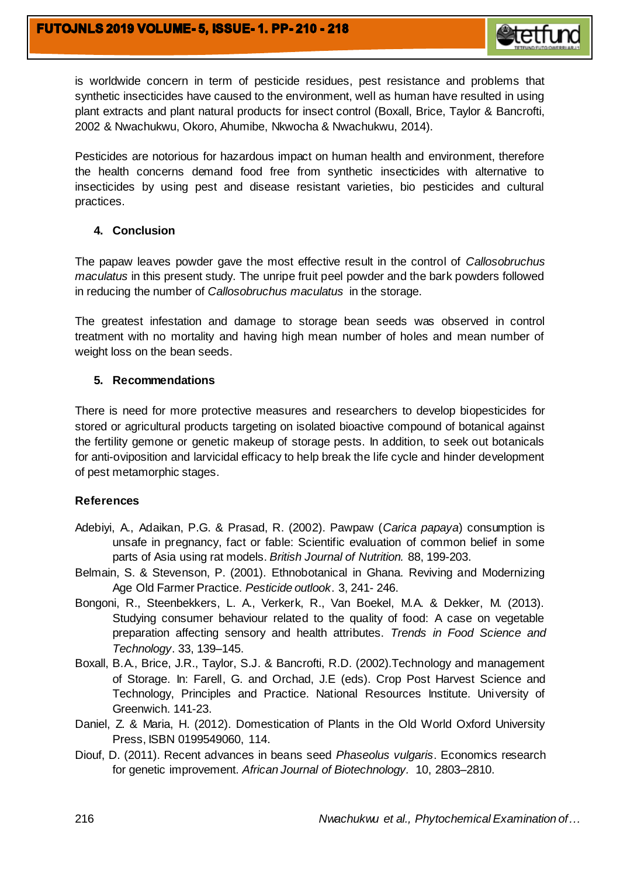is worldwide concern in term of pesticide residues, pest resistance and problems that synthetic insecticides have caused to the environment, well as human have resulted in using plant extracts and plant natural products for insect control (Boxall, Brice, Taylor & Bancrofti, 2002 & Nwachukwu, Okoro, Ahumibe, Nkwocha & Nwachukwu, 2014).

Pesticides are notorious for hazardous impact on human health and environment, therefore the health concerns demand food free from synthetic insecticides with alternative to insecticides by using pest and disease resistant varieties, bio pesticides and cultural practices.

### 4. Conclusion

The papaw leaves powder gave the most effective result in the control of *Callosobruchus maculatus* in this present study. The unripe fruit peel powder and the bark powders followed in reducing the number of *Callosobruchus maculatus* in the storage.

The greatest infestation and damage to storage bean seeds was observed in control treatment with no mortality and having high mean number of holes and mean number of weight loss on the bean seeds.

### 5. Recommendations

There is need for more protective measures and researchers to develop biopesticides for stored or agricultural products targeting on isolated bioactive compound of botanical against the fertility gemone or genetic makeup of storage pests. In addition, to seek out botanicals for anti-oviposition and larvicidal efficacy to help break the life cycle and hinder development of pest metamorphic stages.

### References

Adebiyi, A., Adaikan, P.G. & Prasad, R. (2002). Pawpaw (*Carica papaya*) consumption is unsafe in pregnancy, fact or fable: Scientific evaluation of common belief in some parts of Asia using rat models. *British Journal of Nutrition.* 88, 199-203.

Belmain, S. & Stevenson, P. (2001). Ethnobotanical in Ghana. Reviving and Modernizing Age Old Farmer Practice. *Pesticide outlook*. 3, 241- 246.

Bongoni, R., Steenbekkers, L. A., Verkerk, R., Van Boekel, M.A. & Dekker, M. (2013). Studying consumer behaviour related to the quality of food: A case on vegetable preparation affecting sensory and health attributes. *Trends in Food Science and Technology*. 33, 139–145.

Boxall, B.A., Brice, J.R., Taylor, S.J. & Bancrofti, R.D. (2002).Technology and management of Storage. In: Farell, G. and Orchad, J.E (eds). Crop Post Harvest Science and Technology, Principles and Practice. National Resources Institute. University of Greenwich. 141-23.

Daniel, Z. & Maria, H. (2012). Domestication of Plants in the Old World Oxford University Press, ISBN 0199549060, 114.

Diouf, D. (2011). Recent advances in beans seed *Phaseolus vulgaris*. Economics research for genetic improvement. *African Journal of Biotechnology.* 10, 2803–2810.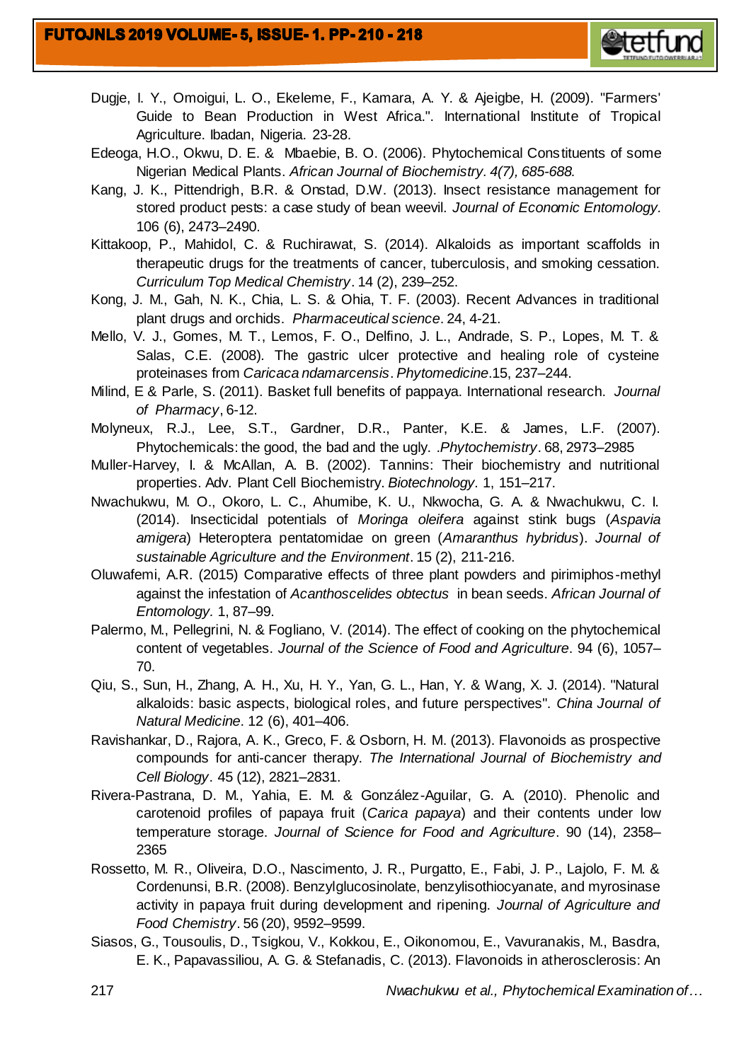Dugje, I. Y., Omoigui, L. O., Ekeleme, F., Kamara, A. Y. & Ajeigbe, H. (2009). "Farmers' Guide to Bean Production in West Africa.". International Institute of Tropical Agriculture. Ibadan, Nigeria. 23-28.

Edeoga, H.O., Okwu, D. E. & Mbaebie, B. O. (2006). Phytochemical Constituents of some Nigerian Medical Plants. *African Journal of Biochemistry. 4(7), 685-688.*

Kang, J. K., Pittendrigh, B.R. & Onstad, D.W. (2013). Insect resistance management for stored product pests: a case study of bean weevil. *Journal of Economic Entomology.* 106 (6), 2473–2490.

Kittakoop, P., Mahidol, C. & Ruchirawat, S. (2014). Alkaloids as important scaffolds in therapeutic drugs for the treatments of cancer, tuberculosis, and smoking cessation. *Curriculum Top Medical Chemistry*. 14 (2), 239–252.

Kong, J. M., Gah, N. K., Chia, L. S. & Ohia, T. F. (2003). Recent Advances in traditional plant drugs and orchids. *Pharmaceutical science*. 24, 4-21.

Mello, V. J., Gomes, M. T., Lemos, F. O., Delfino, J. L., Andrade, S. P., Lopes, M. T. & Salas, C.E. (2008). The gastric ulcer protective and healing role of cysteine proteinases from *Caricaca ndamarcensis*. *Phytomedicine*.15, 237–244.

Milind, E & Parle, S. (2011). Basket full benefits of pappaya. International research. *Journal of Pharmacy*, 6-12.

Molyneux, R.J., Lee, S.T., Gardner, D.R., Panter, K.E. & James, L.F. (2007). Phytochemicals: the good, the bad and the ugly. *.Phytochemistry*. 68, 2973–2985

Muller-Harvey, I. & McAllan, A. B. (2002). Tannins: Their biochemistry and nutritional properties. Adv. Plant Cell Biochemistry. *Biotechnology.* 1, 151–217.

Nwachukwu, M. O., Okoro, L. C., Ahumibe, K. U., Nkwocha, G. A. & Nwachukwu, C. I. (2014). Insecticidal potentials of *Moringa oleifera* against stink bugs (*Aspavia amigera*) Heteroptera pentatomidae on green (*Amaranthus hybridus*). *Journal of sustainable Agriculture and the Environment*. 15 (2), 211-216.

Oluwafemi, A.R. (2015) Comparative effects of three plant powders and pirimiphos-methyl against the infestation of *Acanthoscelides obtectus* in bean seeds. *African Journal of Entomology.* 1, 87–99.

Palermo, M., Pellegrini, N. & Fogliano, V. (2014). The effect of cooking on the phytochemical content of vegetables. *Journal of the Science of Food and Agriculture*. 94 (6), 1057–70.

Qiu, S., Sun, H., Zhang, A. H., Xu, H. Y., Yan, G. L., Han, Y. & Wang, X. J. (2014). "Natural alkaloids: basic aspects, biological roles, and future perspectives". *China Journal of Natural Medicine*. 12 (6), 401–406.

Ravishankar, D., Rajora, A. K., Greco, F. & Osborn, H. M. (2013). Flavonoids as prospective compounds for anti-cancer therapy. *The International Journal of Biochemistry and Cell Biology*. 45 (12), 2821–2831.

Rivera-Pastrana, D. M., Yahia, E. M. & González-Aguilar, G. A. (2010). Phenolic and carotenoid profiles of papaya fruit (*Carica papaya*) and their contents under low temperature storage. *Journal of Science for Food and Agriculture*. 90 (14), 2358–2365

Rossetto, M. R., Oliveira, D.O., Nascimento, J. R., Purgatto, E., Fabi, J. P., Lajolo, F. M. & Cordenunsi, B.R. (2008). Benzylglucosinolate, benzylisothiocyanate, and myrosinase activity in papaya fruit during development and ripening. *Journal of Agriculture and Food Chemistry*. 56 (20), 9592–9599.

Siasos, G., Tousoulis, D., Tsigkou, V., Kokkou, E., Oikonomou, E., Vavuranakis, M., Basdra, E. K., Papavassiliou, A. G. & Stefanadis, C. (2013). Flavonoids in atherosclerosis: An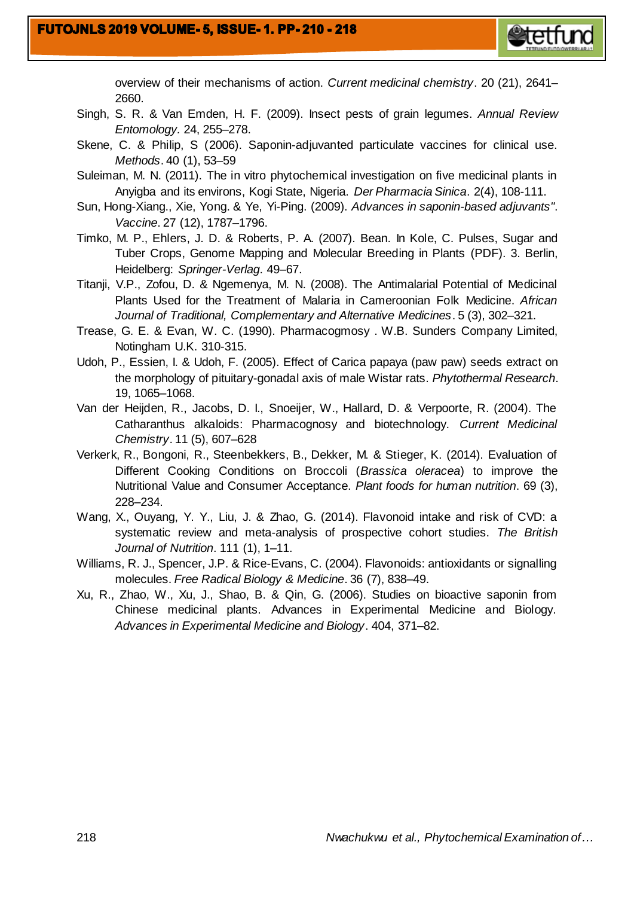overview of their mechanisms of action. *Current medicinal chemistry*. 20 (21), 2641–2660.

Singh, S. R. & Van Emden, H. F. (2009). Insect pests of grain legumes. *Annual Review Entomology.* 24, 255–278.

Skene, C. & Philip, S (2006). Saponin-adjuvanted particulate vaccines for clinical use. *Methods*. 40 (1), 53–59

Suleiman, M. N. (2011). The in vitro phytochemical investigation on five medicinal plants in Anyigba and its environs, Kogi State, Nigeria. *Der Pharmacia Sinica*. 2(4), 108-111.

Sun, Hong-Xiang., Xie, Yong. & Ye, Yi-Ping. (2009). *Advances in saponin-based adjuvants"*. *Vaccine.* 27 (12), 1787–1796.

Timko, M. P., Ehlers, J. D. & Roberts, P. A. (2007). Bean. In Kole, C. Pulses, Sugar and Tuber Crops, Genome Mapping and Molecular Breeding in Plants (PDF). 3. Berlin, Heidelberg: *Springer-Verlag*. 49–67.

Titanji, V.P., Zofou, D. & Ngemenya, M. N. (2008). The Antimalarial Potential of Medicinal Plants Used for the Treatment of Malaria in Cameroonian Folk Medicine. *African Journal of Traditional, Complementary and Alternative Medicines*. 5 (3), 302–321.

Trease, G. E. & Evan, W. C. (1990). Pharmacogmosy . W.B. Sunders Company Limited, Notingham U.K. 310-315.

Udoh, P., Essien, I. & Udoh, F. (2005). Effect of Carica papaya (paw paw) seeds extract on the morphology of pituitary-gonadal axis of male Wistar rats. *Phytothermal Research*. 19, 1065–1068.

Van der Heijden, R., Jacobs, D. I., Snoeijer, W., Hallard, D. & Verpoorte, R. (2004). The Catharanthus alkaloids: Pharmacognosy and biotechnology. *Current Medicinal Chemistry*. 11 (5), 607–628

Verkerk, R., Bongoni, R., Steenbekkers, B., Dekker, M. & Stieger, K. (2014). Evaluation of Different Cooking Conditions on Broccoli (*Brassica oleracea*) to improve the Nutritional Value and Consumer Acceptance. *Plant foods for human nutrition*. 69 (3), 228–234.

Wang, X., Ouyang, Y. Y., Liu, J. & Zhao, G. (2014). Flavonoid intake and risk of CVD: a systematic review and meta-analysis of prospective cohort studies. *The British Journal of Nutrition*. 111 (1), 1–11.

Williams, R. J., Spencer, J.P. & Rice-Evans, C. (2004). Flavonoids: antioxidants or signalling molecules. *Free Radical Biology & Medicine*. 36 (7), 838–49.

Xu, R., Zhao, W., Xu, J., Shao, B. & Qin, G. (2006). Studies on bioactive saponin from Chinese medicinal plants. Advances in Experimental Medicine and Biology. *Advances in Experimental Medicine and Biology*. 404, 371–82.